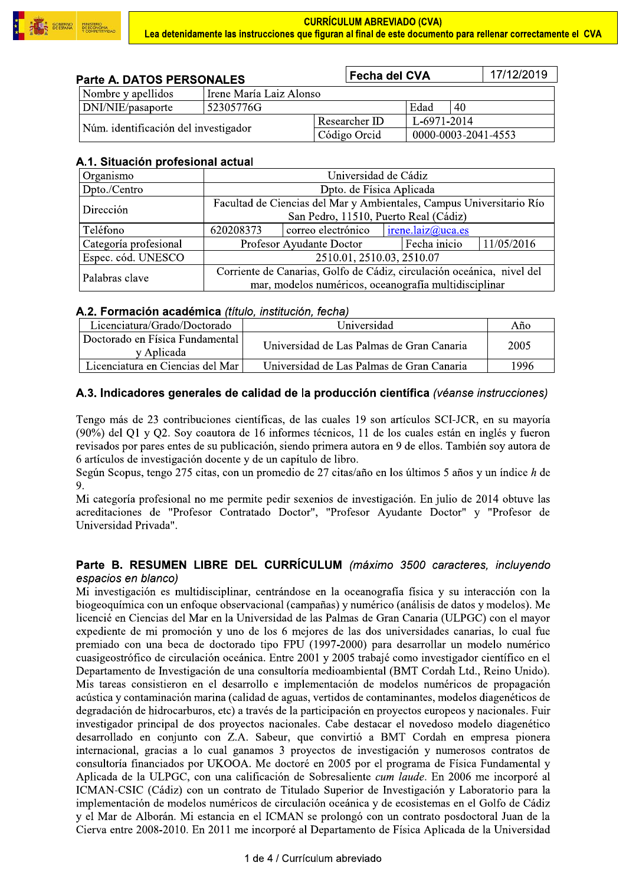**CURRÍCULUM ABREVIADO (CVA)**
**Lea detenidamente las instrucciones que figuran al final de este documento para rellenar correctamente el CVA**

## Parte A. DATOS PERSONALES

| Fecha del CVA | 17/12/2019 |
|---|---|

| Nombre y apellidos | Irene María Laiz Alonso | | |
|---|---|---|---|
| DNI/NIE/pasaporte | 52305776G | Edad | 40 |
| Núm. identificación del investigador | | Researcher ID | L-6971-2014 |
| | | Código Orcid | 0000-0003-2041-4553 |

### A.1. Situación profesional actual

| Organismo | Universidad de Cádiz | | | |
|---|---|---|---|---|
| Dpto./Centro | Dpto. de Física Aplicada | | | |
| Dirección | Facultad de Ciencias del Mar y Ambientales, Campus Universitario Río San Pedro, 11510, Puerto Real (Cádiz) | | | |
| Teléfono | 620208373 | correo electrónico | irene.laiz@uca.es | |
| Categoría profesional | Profesor Ayudante Doctor | | Fecha inicio | 11/05/2016 |
| Espec. cód. UNESCO | 2510.01, 2510.03, 2510.07 | | | |
| Palabras clave | Corriente de Canarias, Golfo de Cádiz, circulación oceánica, nivel del mar, modelos numéricos, oceanografía multidisciplinar | | | |

### A.2. Formación académica *(título, institución, fecha)*

| Licenciatura/Grado/Doctorado | Universidad | Año |
|---|---|---|
| Doctorado en Física Fundamental y Aplicada | Universidad de Las Palmas de Gran Canaria | 2005 |
| Licenciatura en Ciencias del Mar | Universidad de Las Palmas de Gran Canaria | 1996 |

### A.3. Indicadores generales de calidad de la producción científica *(véanse instrucciones)*

Tengo más de 23 contribuciones científicas, de las cuales 19 son artículos SCI-JCR, en su mayoría (90%) del Q1 y Q2. Soy coautora de 16 informes técnicos, 11 de los cuales están en inglés y fueron revisados por pares entes de su publicación, siendo primera autora en 9 de ellos. También soy autora de 6 artículos de investigación docente y de un capítulo de libro.
Según Scopus, tengo 275 citas, con un promedio de 27 citas/año en los últimos 5 años y un índice *h* de 9.
Mi categoría profesional no me permite pedir sexenios de investigación. En julio de 2014 obtuve las acreditaciones de "Profesor Contratado Doctor", "Profesor Ayudante Doctor" y "Profesor de Universidad Privada".

## Parte B. RESUMEN LIBRE DEL CURRÍCULUM *(máximo 3500 caracteres, incluyendo espacios en blanco)*

Mi investigación es multidisciplinar, centrándose en la oceanografía física y su interacción con la biogeoquímica con un enfoque observacional (campañas) y numérico (análisis de datos y modelos). Me licencié en Ciencias del Mar en la Universidad de las Palmas de Gran Canaria (ULPGC) con el mayor expediente de mi promoción y uno de los 6 mejores de las dos universidades canarias, lo cual fue premiado con una beca de doctorado tipo FPU (1997-2000) para desarrollar un modelo numérico cuasigeostrófico de circulación oceánica. Entre 2001 y 2005 trabajé como investigador científico en el Departamento de Investigación de una consultoría medioambiental (BMT Cordah Ltd., Reino Unido). Mis tareas consistieron en el desarrollo e implementación de modelos numéricos de propagación acústica y contaminación marina (calidad de aguas, vertidos de contaminantes, modelos diagenéticos de degradación de hidrocarburos, etc) a través de la participación en proyectos europeos y nacionales. Fuir investigador principal de dos proyectos nacionales. Cabe destacar el novedoso modelo diagenético desarrollado en conjunto con Z.A. Sabeur, que convirtió a BMT Cordah en empresa pionera internacional, gracias a lo cual ganamos 3 proyectos de investigación y numerosos contratos de consultoría financiados por UKOOA. Me doctoré en 2005 por el programa de Física Fundamental y Aplicada de la ULPGC, con una calificación de Sobresaliente *cum laude*. En 2006 me incorporé al ICMAN-CSIC (Cádiz) con un contrato de Titulado Superior de Investigación y Laboratorio para la implementación de modelos numéricos de circulación oceánica y de ecosistemas en el Golfo de Cádiz y el Mar de Alborán. Mi estancia en el ICMAN se prolongó con un contrato posdoctoral Juan de la Cierva entre 2008-2010. En 2011 me incorporé al Departamento de Física Aplicada de la Universidad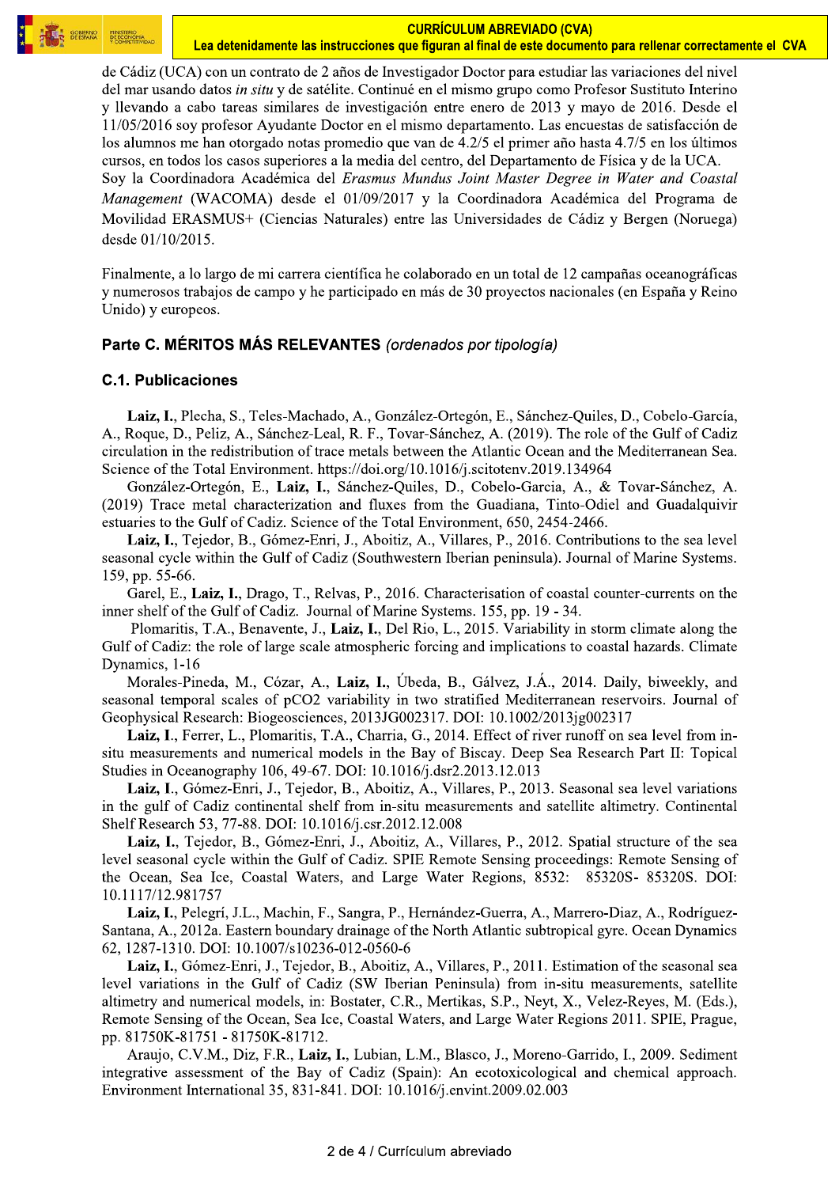de Cádiz (UCA) con un contrato de 2 años de Investigador Doctor para estudiar las variaciones del nivel del mar usando datos *in situ* y de satélite. Continué en el mismo grupo como Profesor Sustituto Interino y llevando a cabo tareas similares de investigación entre enero de 2013 y mayo de 2016. Desde el 11/05/2016 soy profesor Ayudante Doctor en el mismo departamento. Las encuestas de satisfacción de los alumnos me han otorgado notas promedio que van de 4.2/5 el primer año hasta 4.7/5 en los últimos cursos, en todos los casos superiores a la media del centro, del Departamento de Física y de la UCA. Soy la Coordinadora Académica del *Erasmus Mundus Joint Master Degree in Water and Coastal Management* (WACOMA) desde el 01/09/2017 y la Coordinadora Académica del Programa de Movilidad ERASMUS+ (Ciencias Naturales) entre las Universidades de Cádiz y Bergen (Noruega) desde 01/10/2015.

Finalmente, a lo largo de mi carrera científica he colaborado en un total de 12 campañas oceanográficas y numerosos trabajos de campo y he participado en más de 30 proyectos nacionales (en España y Reino Unido) y europeos.

## Parte C. MÉRITOS MÁS RELEVANTES *(ordenados por tipología)*

### C.1. Publicaciones

**Laiz, I.**, Plecha, S., Teles-Machado, A., González-Ortegón, E., Sánchez-Quiles, D., Cobelo-García, A., Roque, D., Peliz, A., Sánchez-Leal, R. F., Tovar-Sánchez, A. (2019). The role of the Gulf of Cadiz circulation in the redistribution of trace metals between the Atlantic Ocean and the Mediterranean Sea. Science of the Total Environment. https://doi.org/10.1016/j.scitotenv.2019.134964

González-Ortegón, E., **Laiz, I.**, Sánchez-Quiles, D., Cobelo-Garcia, A., & Tovar-Sánchez, A. (2019) Trace metal characterization and fluxes from the Guadiana, Tinto-Odiel and Guadalquivir estuaries to the Gulf of Cadiz. Science of the Total Environment, 650, 2454-2466.

**Laiz, I.**, Tejedor, B., Gómez-Enri, J., Aboitiz, A., Villares, P., 2016. Contributions to the sea level seasonal cycle within the Gulf of Cadiz (Southwestern Iberian peninsula). Journal of Marine Systems. 159, pp. 55-66.

Garel, E., **Laiz, I.**, Drago, T., Relvas, P., 2016. Characterisation of coastal counter-currents on the inner shelf of the Gulf of Cadiz. Journal of Marine Systems. 155, pp. 19 - 34.

Plomaritis, T.A., Benavente, J., **Laiz, I.**, Del Rio, L., 2015. Variability in storm climate along the Gulf of Cadiz: the role of large scale atmospheric forcing and implications to coastal hazards. Climate Dynamics, 1-16

Morales-Pineda, M., Cózar, A., **Laiz, I.**, Úbeda, B., Gálvez, J.Á., 2014. Daily, biweekly, and seasonal temporal scales of pCO2 variability in two stratified Mediterranean reservoirs. Journal of Geophysical Research: Biogeosciences, 2013JG002317. DOI: 10.1002/2013jg002317

**Laiz, I.**, Ferrer, L., Plomaritis, T.A., Charria, G., 2014. Effect of river runoff on sea level from in-situ measurements and numerical models in the Bay of Biscay. Deep Sea Research Part II: Topical Studies in Oceanography 106, 49-67. DOI: 10.1016/j.dsr2.2013.12.013

**Laiz, I.**, Gómez-Enri, J., Tejedor, B., Aboitiz, A., Villares, P., 2013. Seasonal sea level variations in the gulf of Cadiz continental shelf from in-situ measurements and satellite altimetry. Continental Shelf Research 53, 77-88. DOI: 10.1016/j.csr.2012.12.008

**Laiz, I.**, Tejedor, B., Gómez-Enri, J., Aboitiz, A., Villares, P., 2012. Spatial structure of the sea level seasonal cycle within the Gulf of Cadiz. SPIE Remote Sensing proceedings: Remote Sensing of the Ocean, Sea Ice, Coastal Waters, and Large Water Regions, 8532: 85320S- 85320S. DOI: 10.1117/12.981757

**Laiz, I.**, Pelegrí, J.L., Machin, F., Sangra, P., Hernández-Guerra, A., Marrero-Diaz, A., Rodríguez-Santana, A., 2012a. Eastern boundary drainage of the North Atlantic subtropical gyre. Ocean Dynamics 62, 1287-1310. DOI: 10.1007/s10236-012-0560-6

**Laiz, I.**, Gómez-Enri, J., Tejedor, B., Aboitiz, A., Villares, P., 2011. Estimation of the seasonal sea level variations in the Gulf of Cadiz (SW Iberian Peninsula) from in-situ measurements, satellite altimetry and numerical models, in: Bostater, C.R., Mertikas, S.P., Neyt, X., Velez-Reyes, M. (Eds.), Remote Sensing of the Ocean, Sea Ice, Coastal Waters, and Large Water Regions 2011. SPIE, Prague, pp. 81750K-81751 - 81750K-81712.

Araujo, C.V.M., Diz, F.R., **Laiz, I.**, Lubian, L.M., Blasco, J., Moreno-Garrido, I., 2009. Sediment integrative assessment of the Bay of Cadiz (Spain): An ecotoxicological and chemical approach. Environment International 35, 831-841. DOI: 10.1016/j.envint.2009.02.003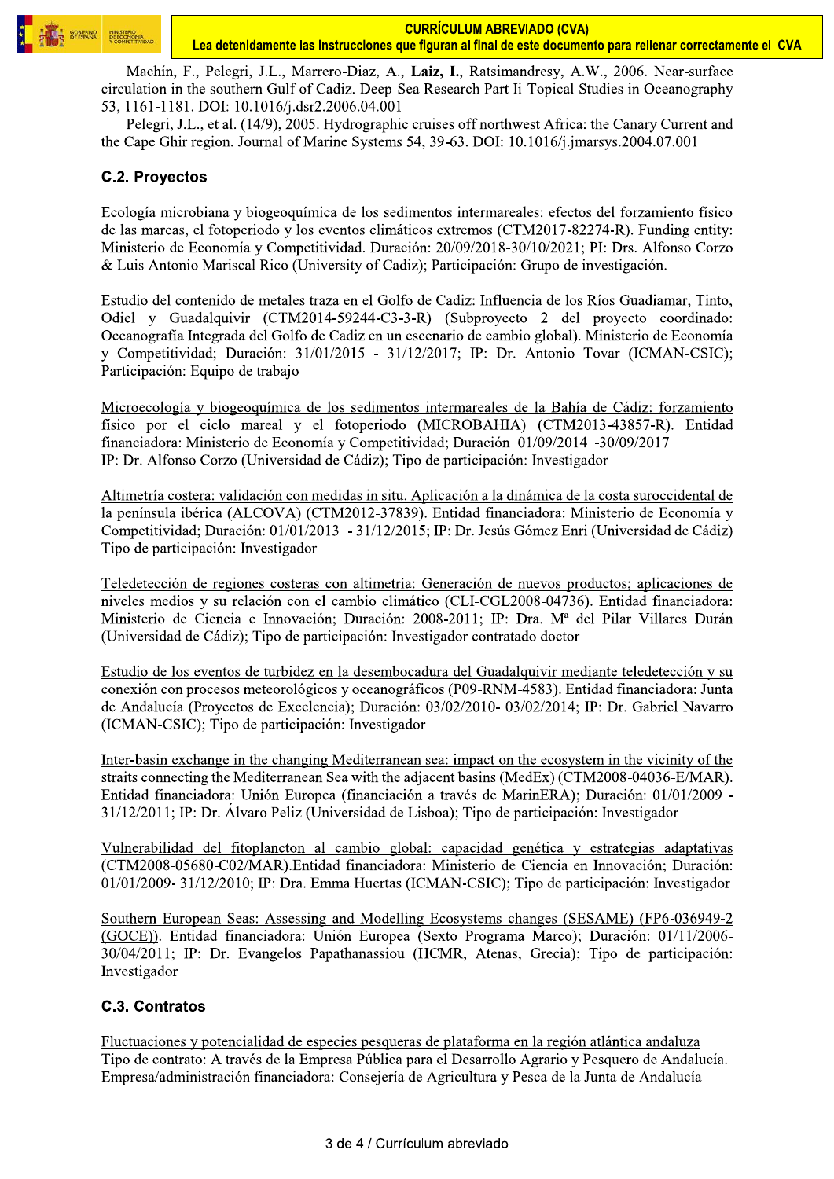Machín, F., Pelegri, J.L., Marrero-Diaz, A., **Laiz, I.**, Ratsimandresy, A.W., 2006. Near-surface circulation in the southern Gulf of Cadiz. Deep-Sea Research Part Ii-Topical Studies in Oceanography 53, 1161-1181. DOI: 10.1016/j.dsr2.2006.04.001

Pelegri, J.L., et al. (14/9), 2005. Hydrographic cruises off northwest Africa: the Canary Current and the Cape Ghir region. Journal of Marine Systems 54, 39-63. DOI: 10.1016/j.jmarsys.2004.07.001

### C.2. Proyectos

Ecología microbiana y biogeoquímica de los sedimentos intermareales: efectos del forzamiento físico de las mareas, el fotoperiodo y los eventos climáticos extremos (CTM2017-82274-R). Funding entity: Ministerio de Economía y Competitividad. Duración: 20/09/2018-30/10/2021; PI: Drs. Alfonso Corzo & Luis Antonio Mariscal Rico (University of Cadiz); Participación: Grupo de investigación.

Estudio del contenido de metales traza en el Golfo de Cadiz: Influencia de los Ríos Guadiamar, Tinto, Odiel y Guadalquivir (CTM2014-59244-C3-3-R) (Subproyecto 2 del proyecto coordinado: Oceanografía Integrada del Golfo de Cadiz en un escenario de cambio global). Ministerio de Economía y Competitividad; Duración: 31/01/2015 - 31/12/2017; IP: Dr. Antonio Tovar (ICMAN-CSIC); Participación: Equipo de trabajo

Microecología y biogeoquímica de los sedimentos intermareales de la Bahía de Cádiz: forzamiento físico por el ciclo mareal y el fotoperiodo (MICROBAHIA) (CTM2013-43857-R). Entidad financiadora: Ministerio de Economía y Competitividad; Duración 01/09/2014 -30/09/2017
IP: Dr. Alfonso Corzo (Universidad de Cádiz); Tipo de participación: Investigador

Altimetría costera: validación con medidas in situ. Aplicación a la dinámica de la costa suroccidental de la península ibérica (ALCOVA) (CTM2012-37839). Entidad financiadora: Ministerio de Economía y Competitividad; Duración: 01/01/2013 - 31/12/2015; IP: Dr. Jesús Gómez Enri (Universidad de Cádiz)
Tipo de participación: Investigador

Teledetección de regiones costeras con altimetría: Generación de nuevos productos; aplicaciones de niveles medios y su relación con el cambio climático (CLI-CGL2008-04736). Entidad financiadora: Ministerio de Ciencia e Innovación; Duración: 2008-2011; IP: Dra. Mª del Pilar Villares Durán (Universidad de Cádiz); Tipo de participación: Investigador contratado doctor

Estudio de los eventos de turbidez en la desembocadura del Guadalquivir mediante teledetección y su conexión con procesos meteorológicos y oceanográficos (P09-RNM-4583). Entidad financiadora: Junta de Andalucía (Proyectos de Excelencia); Duración: 03/02/2010- 03/02/2014; IP: Dr. Gabriel Navarro (ICMAN-CSIC); Tipo de participación: Investigador

Inter-basin exchange in the changing Mediterranean sea: impact on the ecosystem in the vicinity of the straits connecting the Mediterranean Sea with the adjacent basins (MedEx) (CTM2008-04036-E/MAR). Entidad financiadora: Unión Europea (financiación a través de MarinERA); Duración: 01/01/2009 - 31/12/2011; IP: Dr. Álvaro Peliz (Universidad de Lisboa); Tipo de participación: Investigador

Vulnerabilidad del fitoplancton al cambio global: capacidad genética y estrategias adaptativas (CTM2008-05680-C02/MAR).Entidad financiadora: Ministerio de Ciencia en Innovación; Duración: 01/01/2009- 31/12/2010; IP: Dra. Emma Huertas (ICMAN-CSIC); Tipo de participación: Investigador

Southern European Seas: Assessing and Modelling Ecosystems changes (SESAME) (FP6-036949-2 (GOCE)). Entidad financiadora: Unión Europea (Sexto Programa Marco); Duración: 01/11/2006- 30/04/2011; IP: Dr. Evangelos Papathanassiou (HCMR, Atenas, Grecia); Tipo de participación: Investigador

### C.3. Contratos

Fluctuaciones y potencialidad de especies pesqueras de plataforma en la región atlántica andaluza
Tipo de contrato: A través de la Empresa Pública para el Desarrollo Agrario y Pesquero de Andalucía.
Empresa/administración financiadora: Consejería de Agricultura y Pesca de la Junta de Andalucía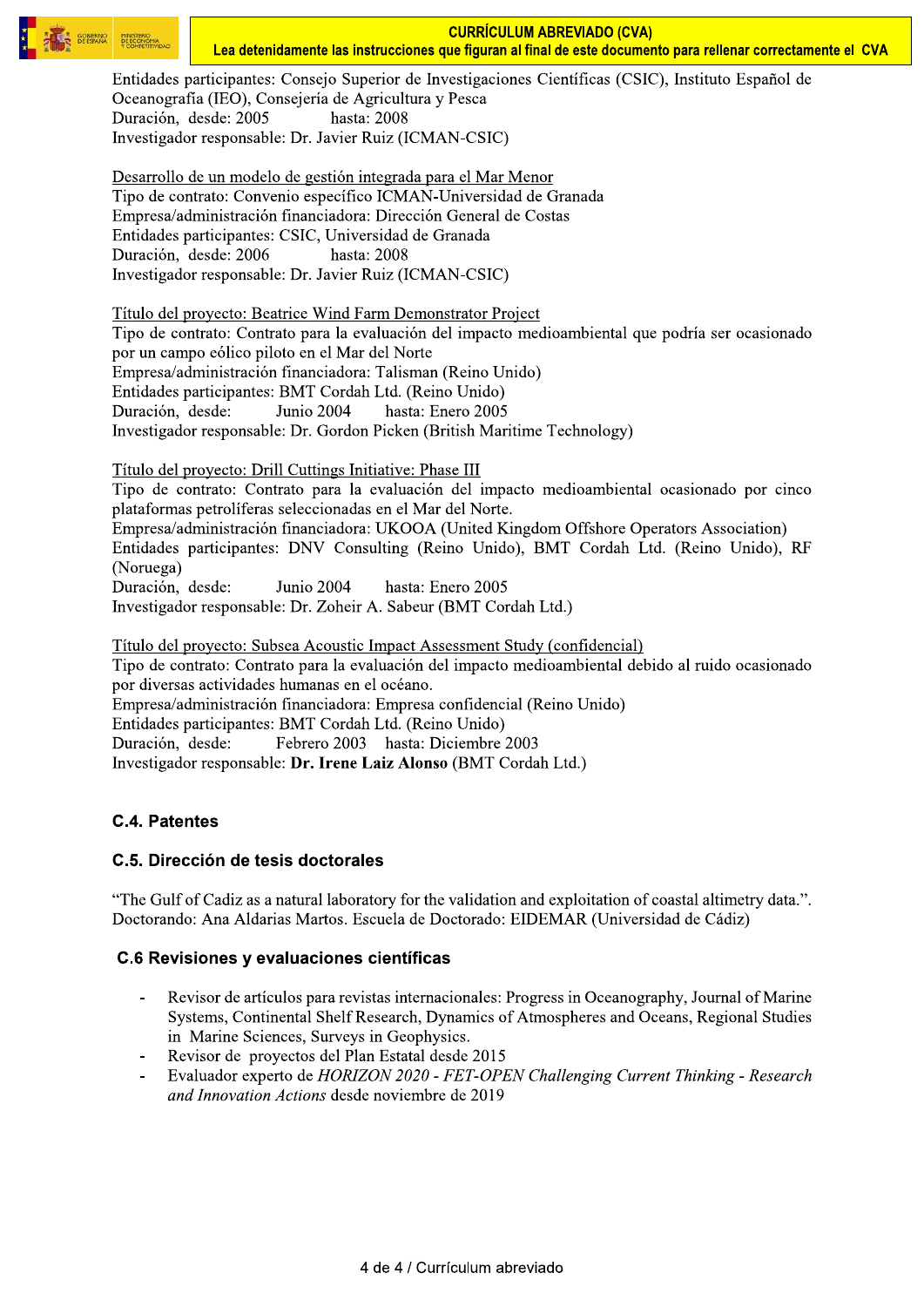Entidades participantes: Consejo Superior de Investigaciones Científicas (CSIC), Instituto Español de Oceanografía (IEO), Consejería de Agricultura y Pesca
Duración, desde: 2005 hasta: 2008
Investigador responsable: Dr. Javier Ruiz (ICMAN-CSIC)

Desarrollo de un modelo de gestión integrada para el Mar Menor
Tipo de contrato: Convenio específico ICMAN-Universidad de Granada
Empresa/administración financiadora: Dirección General de Costas
Entidades participantes: CSIC, Universidad de Granada
Duración, desde: 2006 hasta: 2008
Investigador responsable: Dr. Javier Ruiz (ICMAN-CSIC)

Título del proyecto: Beatrice Wind Farm Demonstrator Project
Tipo de contrato: Contrato para la evaluación del impacto medioambiental que podría ser ocasionado por un campo eólico piloto en el Mar del Norte
Empresa/administración financiadora: Talisman (Reino Unido)
Entidades participantes: BMT Cordah Ltd. (Reino Unido)
Duración, desde: Junio 2004 hasta: Enero 2005
Investigador responsable: Dr. Gordon Picken (British Maritime Technology)

Título del proyecto: Drill Cuttings Initiative: Phase III
Tipo de contrato: Contrato para la evaluación del impacto medioambiental ocasionado por cinco plataformas petrolíferas seleccionadas en el Mar del Norte.
Empresa/administración financiadora: UKOOA (United Kingdom Offshore Operators Association)
Entidades participantes: DNV Consulting (Reino Unido), BMT Cordah Ltd. (Reino Unido), RF (Noruega)
Duración, desde: Junio 2004 hasta: Enero 2005
Investigador responsable: Dr. Zoheir A. Sabeur (BMT Cordah Ltd.)

Título del proyecto: Subsea Acoustic Impact Assessment Study (confidencial)
Tipo de contrato: Contrato para la evaluación del impacto medioambiental debido al ruido ocasionado por diversas actividades humanas en el océano.
Empresa/administración financiadora: Empresa confidencial (Reino Unido)
Entidades participantes: BMT Cordah Ltd. (Reino Unido)
Duración, desde: Febrero 2003 hasta: Diciembre 2003
Investigador responsable: **Dr. Irene Laiz Alonso** (BMT Cordah Ltd.)

### C.4. Patentes

### C.5. Dirección de tesis doctorales

"The Gulf of Cadiz as a natural laboratory for the validation and exploitation of coastal altimetry data.".
Doctorando: Ana Aldarias Martos. Escuela de Doctorado: EIDEMAR (Universidad de Cádiz)

### C.6 Revisiones y evaluaciones científicas

- Revisor de artículos para revistas internacionales: Progress in Oceanography, Journal of Marine Systems, Continental Shelf Research, Dynamics of Atmospheres and Oceans, Regional Studies in Marine Sciences, Surveys in Geophysics.
- Revisor de proyectos del Plan Estatal desde 2015
- Evaluador experto de *HORIZON 2020 - FET-OPEN Challenging Current Thinking - Research and Innovation Actions* desde noviembre de 2019